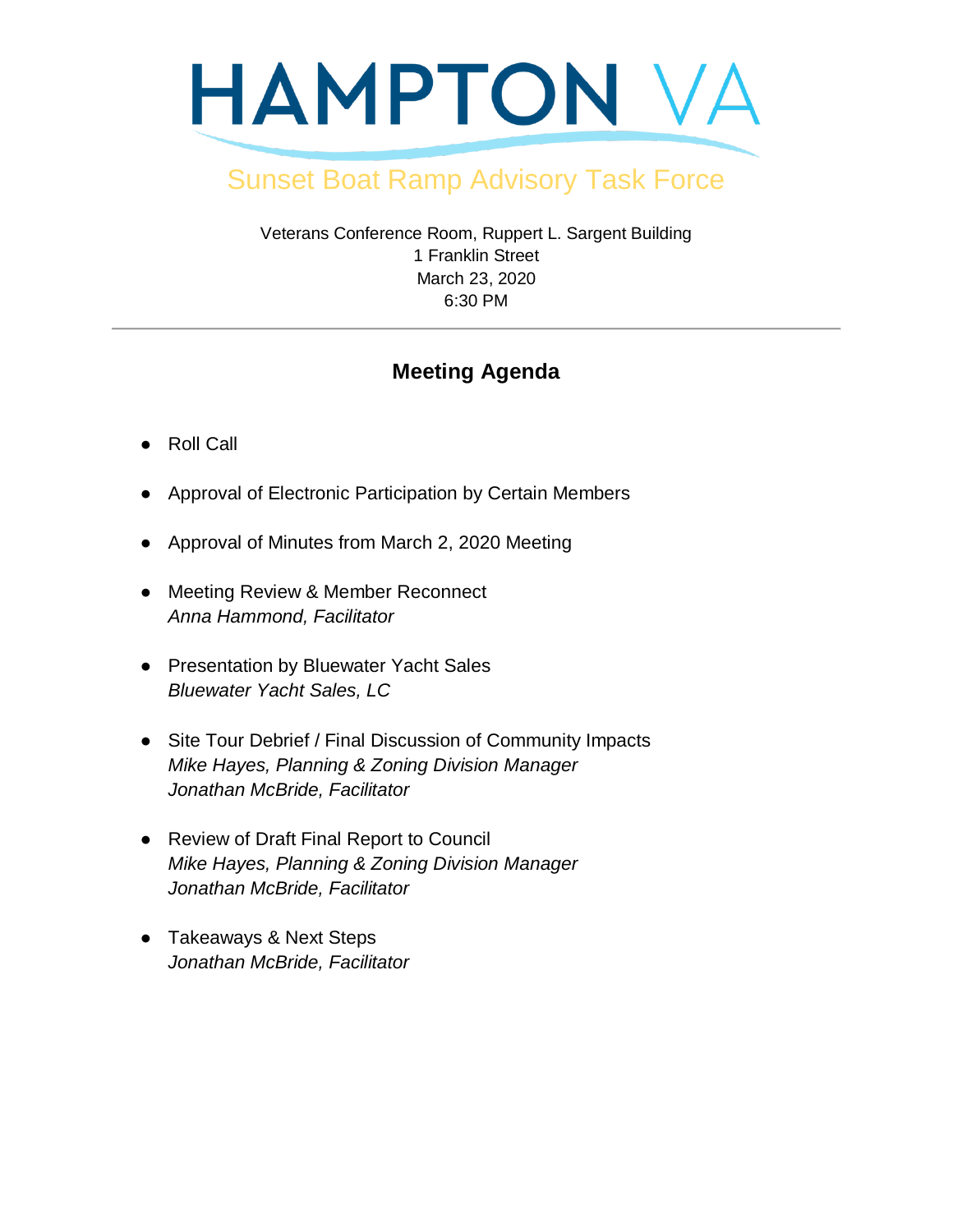# HAMPTON VA

## Sunset Boat Ramp Advisory Task Force

Veterans Conference Room, Ruppert L. Sargent Building
1 Franklin Street
March 23, 2020
6:30 PM

---

### Meeting Agenda

- Roll Call
- Approval of Electronic Participation by Certain Members
- Approval of Minutes from March 2, 2020 Meeting
- Meeting Review & Member Reconnect
  *Anna Hammond, Facilitator*
- Presentation by Bluewater Yacht Sales
  *Bluewater Yacht Sales, LC*
- Site Tour Debrief / Final Discussion of Community Impacts
  *Mike Hayes, Planning & Zoning Division Manager*
  *Jonathan McBride, Facilitator*
- Review of Draft Final Report to Council
  *Mike Hayes, Planning & Zoning Division Manager*
  *Jonathan McBride, Facilitator*
- Takeaways & Next Steps
  *Jonathan McBride, Facilitator*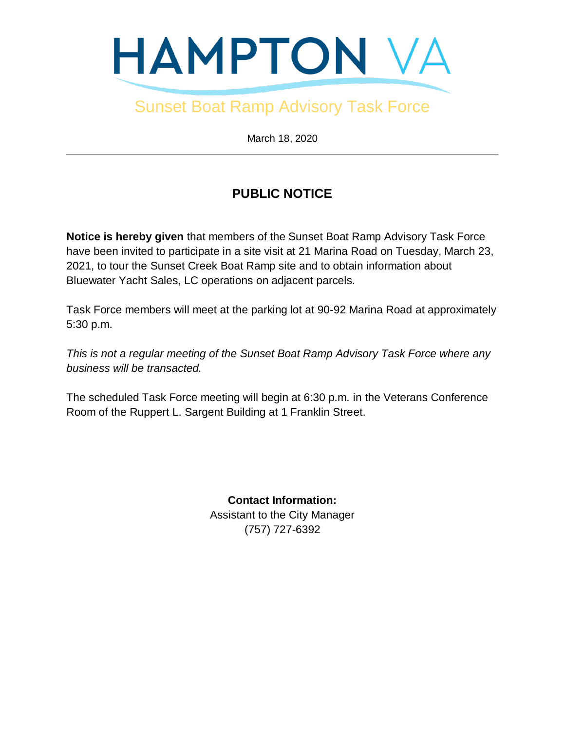# HAMPTON VA

## Sunset Boat Ramp Advisory Task Force

March 18, 2020

---

## PUBLIC NOTICE

**Notice is hereby given** that members of the Sunset Boat Ramp Advisory Task Force have been invited to participate in a site visit at 21 Marina Road on Tuesday, March 23, 2021, to tour the Sunset Creek Boat Ramp site and to obtain information about Bluewater Yacht Sales, LC operations on adjacent parcels.

Task Force members will meet at the parking lot at 90-92 Marina Road at approximately 5:30 p.m.

*This is not a regular meeting of the Sunset Boat Ramp Advisory Task Force where any business will be transacted.*

The scheduled Task Force meeting will begin at 6:30 p.m. in the Veterans Conference Room of the Ruppert L. Sargent Building at 1 Franklin Street.

**Contact Information:**
Assistant to the City Manager
(757) 727-6392